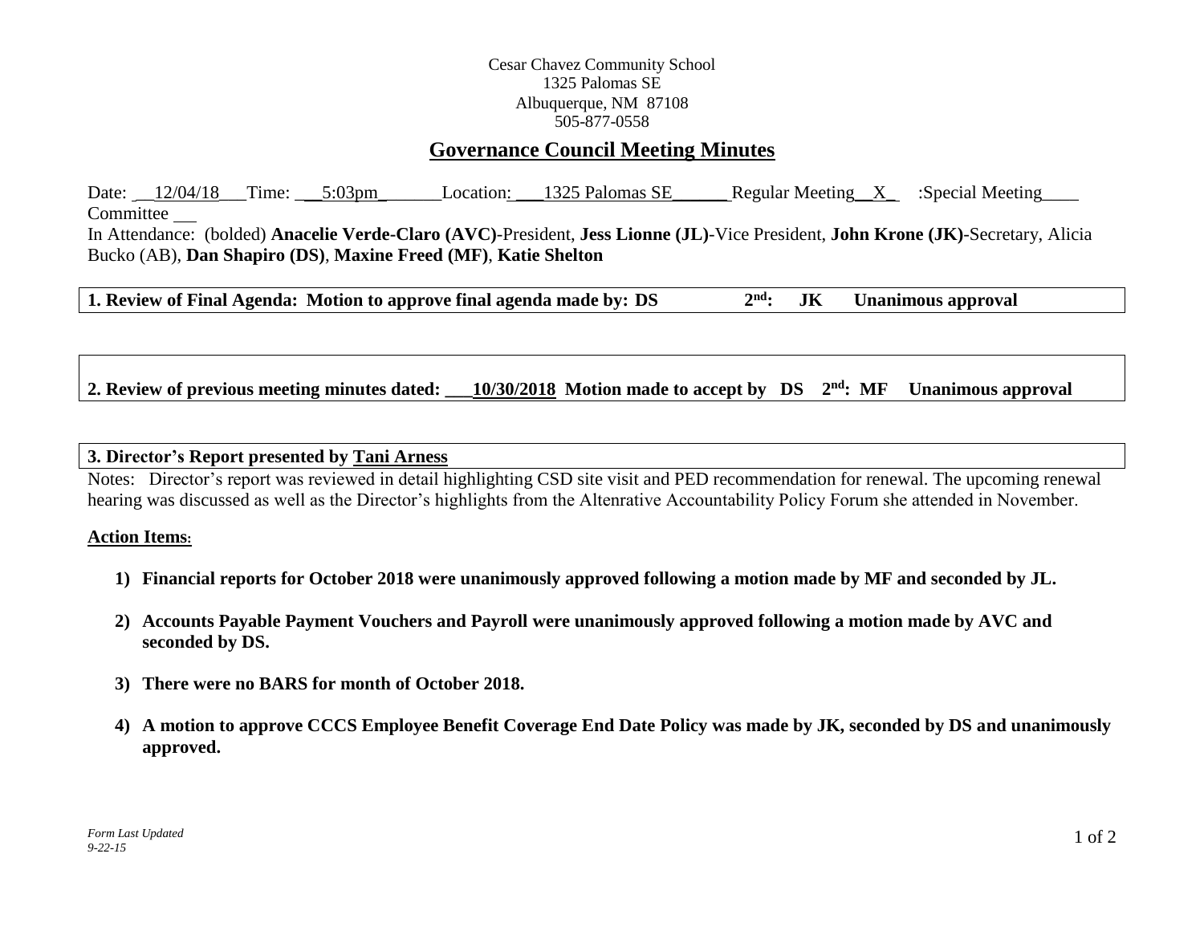Cesar Chavez Community School
1325 Palomas SE
Albuquerque, NM 87108
505-877-0558

# Governance Council Meeting Minutes

Date: 12/04/18 Time: 5:03pm Location: 1325 Palomas SE Regular Meeting X :Special Meeting____ Committee __

In Attendance: (bolded) **Anacelie Verde-Claro (AVC)**-President, **Jess Lionne (JL)**-Vice President, **John Krone (JK)**-Secretary, Alicia Bucko (AB), **Dan Shapiro (DS)**, **Maxine Freed (MF)**, **Katie Shelton**

**1. Review of Final Agenda: Motion to approve final agenda made by: DS 2nd: JK Unanimous approval**

**2. Review of previous meeting minutes dated: 10/30/2018 Motion made to accept by DS 2nd: MF Unanimous approval**

**3. Director's Report presented by Tani Arness**

Notes: Director's report was reviewed in detail highlighting CSD site visit and PED recommendation for renewal. The upcoming renewal hearing was discussed as well as the Director's highlights from the Altenrative Accountability Policy Forum she attended in November.

**Action Items:**

1) **Financial reports for October 2018 were unanimously approved following a motion made by MF and seconded by JL.**

2) **Accounts Payable Payment Vouchers and Payroll were unanimously approved following a motion made by AVC and seconded by DS.**

3) **There were no BARS for month of October 2018.**

4) **A motion to approve CCCS Employee Benefit Coverage End Date Policy was made by JK, seconded by DS and unanimously approved.**

*Form Last Updated 9-22-15*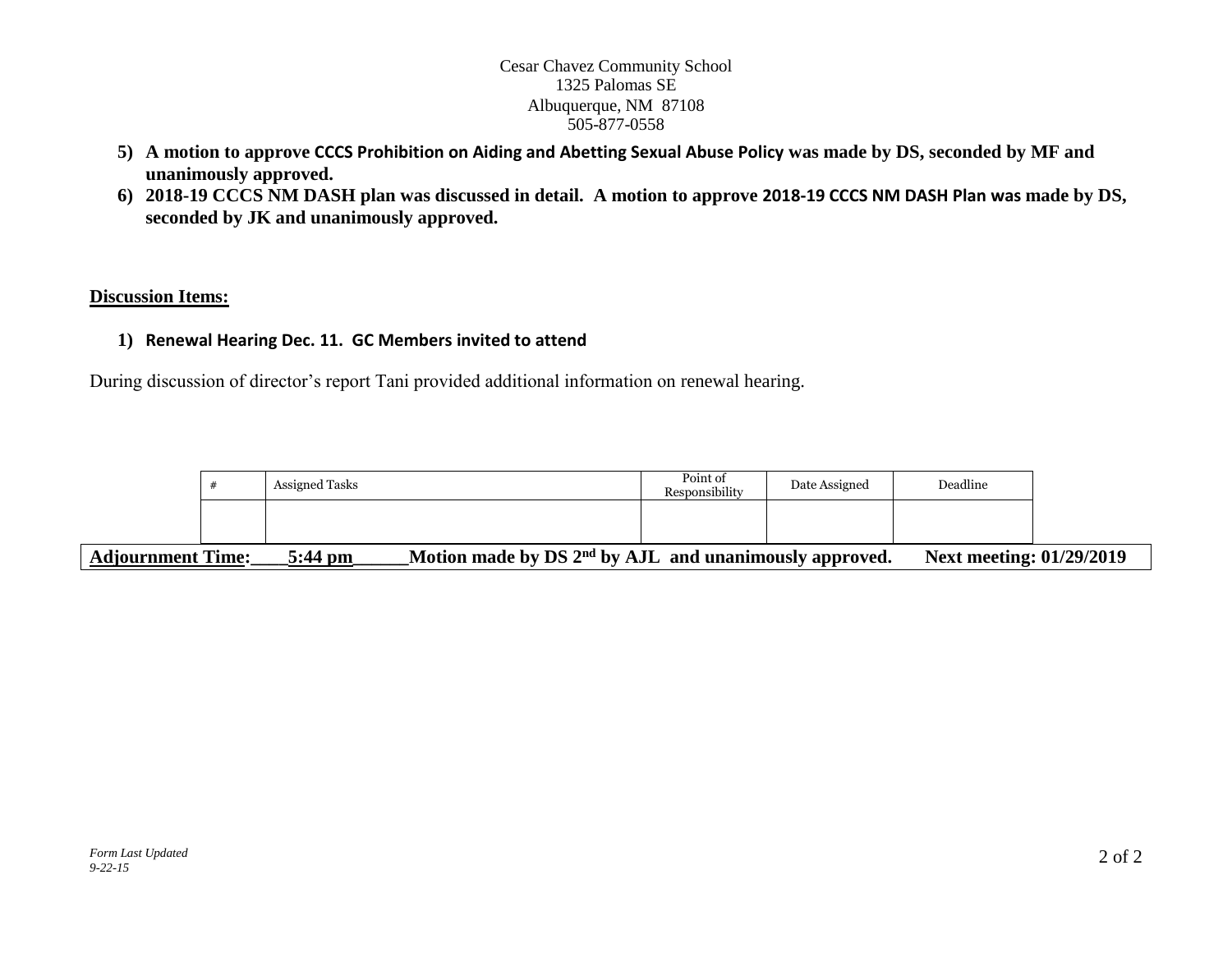Cesar Chavez Community School
1325 Palomas SE
Albuquerque, NM 87108
505-877-0558

5) **A motion to approve CCCS Prohibition on Aiding and Abetting Sexual Abuse Policy was made by DS, seconded by MF and unanimously approved.**
6) **2018-19 CCCS NM DASH plan was discussed in detail. A motion to approve 2018-19 CCCS NM DASH Plan was made by DS, seconded by JK and unanimously approved.**

**Discussion Items:**

1) **Renewal Hearing Dec. 11. GC Members invited to attend**

During discussion of director's report Tani provided additional information on renewal hearing.

| # | Assigned Tasks | Point of Responsibility | Date Assigned | Deadline |
|---|---|---|---|---|
| | | | | |

**Adjournment Time:\_\_\_\_5:44 pm\_\_\_\_\_\_Motion made by DS 2nd by AJL and unanimously approved. Next meeting: 01/29/2019**

*Form Last Updated 9-22-15*